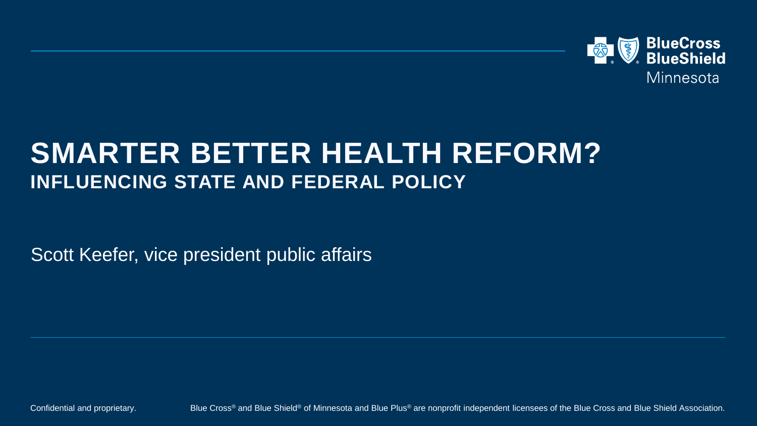# SMARTER BETTER HEALTH REFORM?

## INFLUENCING STATE AND FEDERAL POLICY

Scott Keefer, vice president public affairs

Confidential and proprietary.

Blue Cross® and Blue Shield® of Minnesota and Blue Plus® are nonprofit independent licensees of the Blue Cross and Blue Shield Association.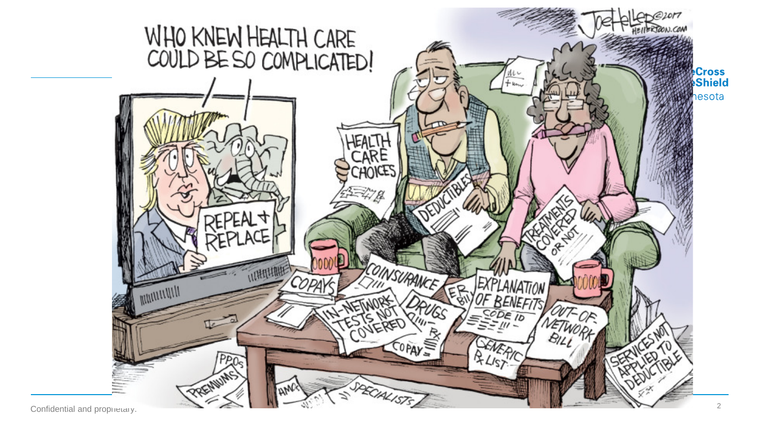WHO KNEW HEALTH CARE COULD BE SO COMPLICATED!

REPEAL & REPLACE

HEALTH CARE CHOICES

DEDUCTIBLES

TREATMENTS COVERED OR NOT

COPAYS

COINSURANCE

IN-NETWORK TESTS NOT COVERED

DRUGS

COPAY

ER BILL

EXPLANATION OF BENEFITS

CODE ID

GENERIC Rx LIST

OUT-OF-NETWORK BILL

SERVICES NOT APPLIED TO DEDUCTIBLE

PPOs

PREMIUMS

HMOs

SPECIALISTS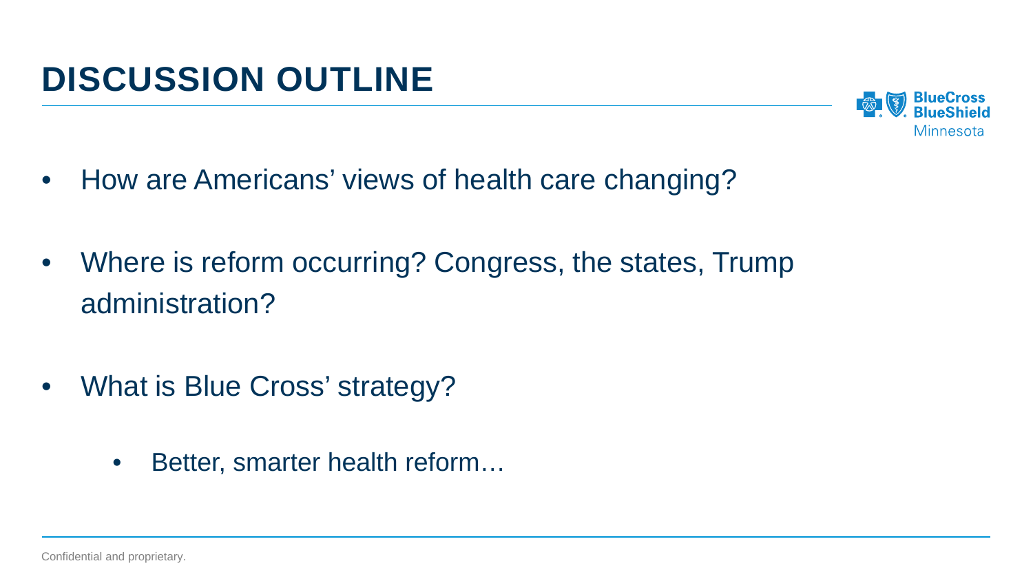# DISCUSSION OUTLINE

- How are Americans' views of health care changing?
- Where is reform occurring? Congress, the states, Trump administration?
- What is Blue Cross' strategy?
  - Better, smarter health reform…

Confidential and proprietary.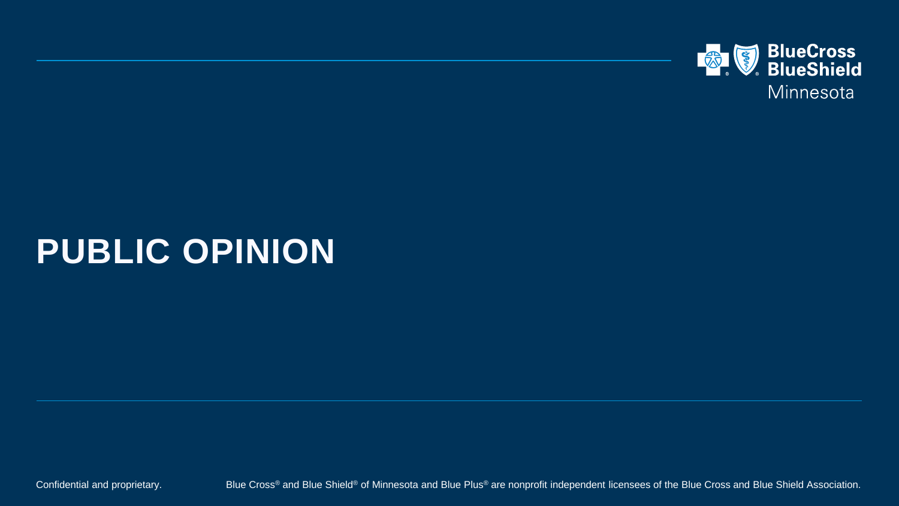# PUBLIC OPINION

Confidential and proprietary.

Blue Cross® and Blue Shield® of Minnesota and Blue Plus® are nonprofit independent licensees of the Blue Cross and Blue Shield Association.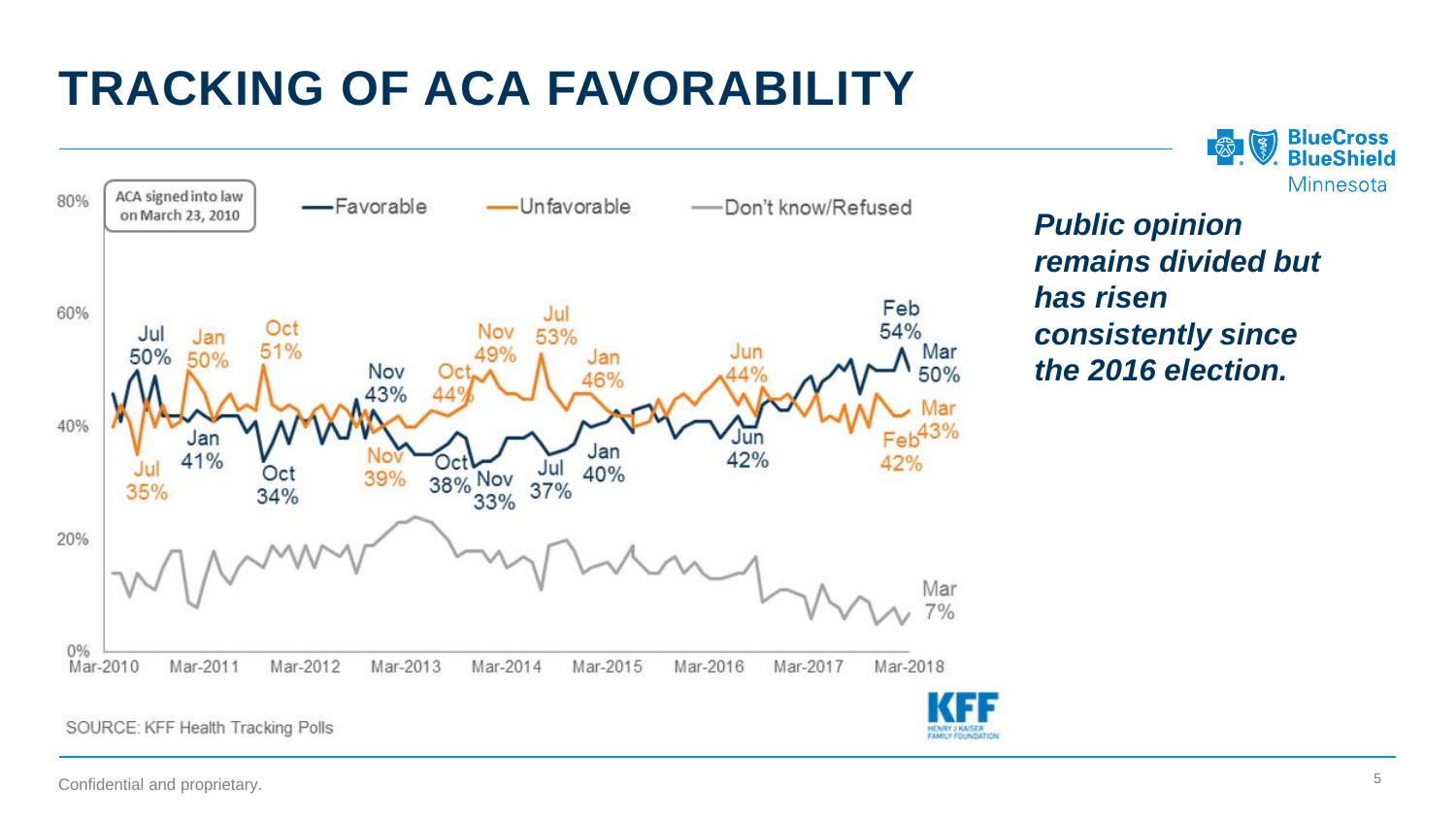# TRACKING OF ACA FAVORABILITY

ACA signed into law on March 23, 2010

—Favorable —Unfavorable —Don't know/Refused

80%
60%
40%
20%
0%

Jul 50% | Jan 50% | Oct 51% | Nov 43% | Oct 44% | Nov 49% | Jul 53% | Jan 46% | Jun 44% | Feb 54% | Mar 50%

Jul 35% | Jan 41% | Oct 34% | Nov 39% | Oct 38% | Nov 33% | Jul 37% | Jan 40% | Jun 42% | Feb 42% | Mar 43%

Mar 7%

Mar-2010 | Mar-2011 | Mar-2012 | Mar-2013 | Mar-2014 | Mar-2015 | Mar-2016 | Mar-2017 | Mar-2018

SOURCE: KFF Health Tracking Polls

KFF HENRY J KAISER FAMILY FOUNDATION

***Public opinion remains divided but has risen consistently since the 2016 election.***

Confidential and proprietary.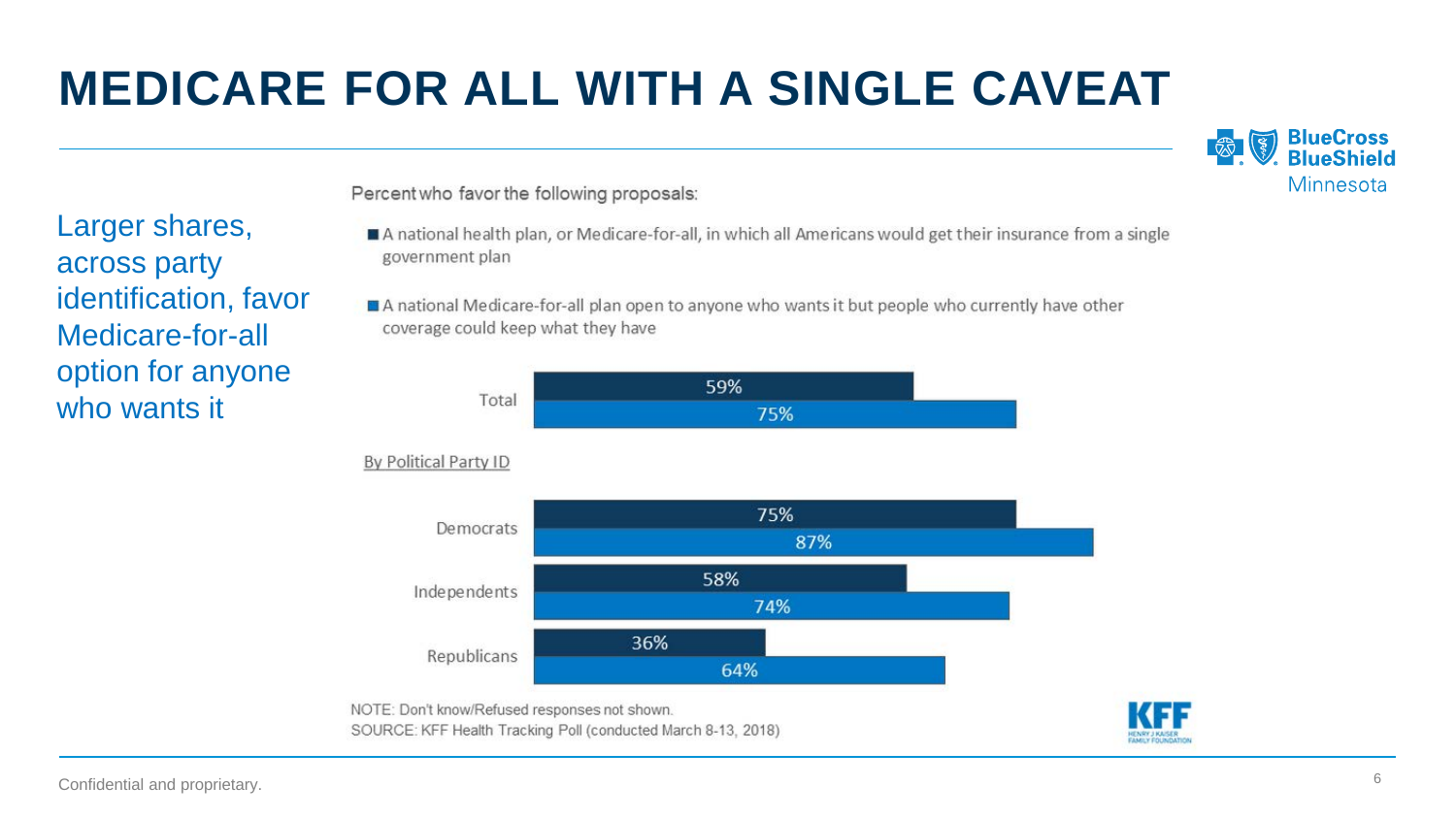# MEDICARE FOR ALL WITH A SINGLE CAVEAT

Larger shares, across party identification, favor Medicare-for-all option for anyone who wants it

Percent who favor the following proposals:

- A national health plan, or Medicare-for-all, in which all Americans would get their insurance from a single government plan
- A national Medicare-for-all plan open to anyone who wants it but people who currently have other coverage could keep what they have

| | A national health plan, or Medicare-for-all, in which all Americans would get their insurance from a single government plan | A national Medicare-for-all plan open to anyone who wants it but people who currently have other coverage could keep what they have |
|---|---|---|
| Total | 59% | 75% |
| **By Political Party ID** | | |
| Democrats | 75% | 87% |
| Independents | 58% | 74% |
| Republicans | 36% | 64% |

NOTE: Don't know/Refused responses not shown.
SOURCE: KFF Health Tracking Poll (conducted March 8-13, 2018)

Confidential and proprietary.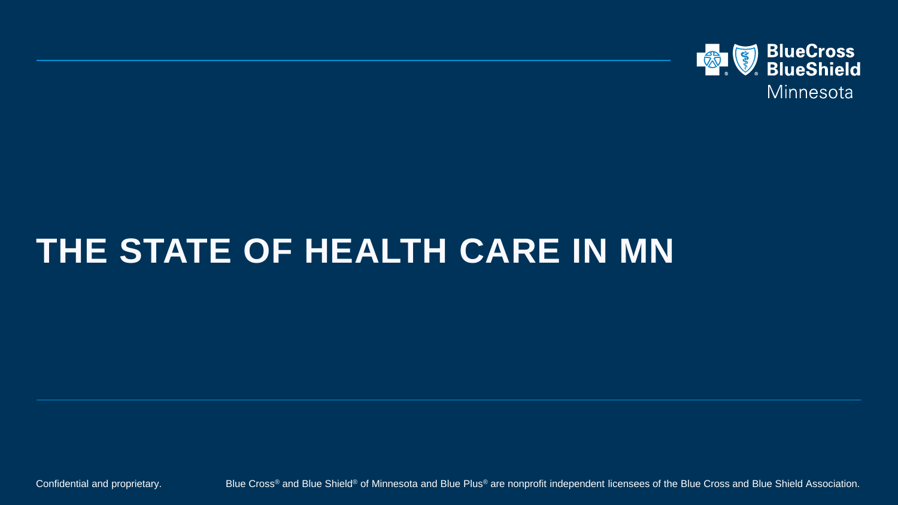# THE STATE OF HEALTH CARE IN MN

Confidential and proprietary.

Blue Cross® and Blue Shield® of Minnesota and Blue Plus® are nonprofit independent licensees of the Blue Cross and Blue Shield Association.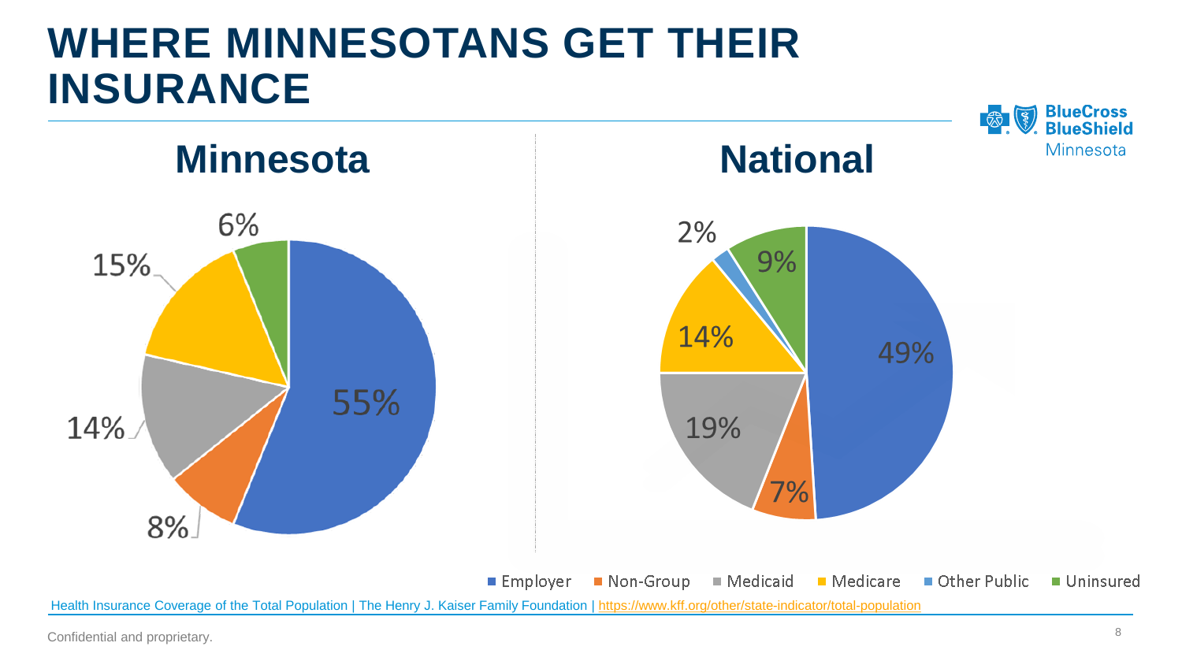# WHERE MINNESOTANS GET THEIR INSURANCE

## Minnesota

| Category | Percentage |
|---|---|
| Employer | 55% |
| Non-Group | 8% |
| Medicaid | 14% |
| Medicare | 15% |
| Uninsured | 6% |

## National

| Category | Percentage |
|---|---|
| Employer | 49% |
| Non-Group | 7% |
| Medicaid | 19% |
| Medicare | 14% |
| Other Public | 2% |
| Uninsured | 9% |

■ Employer ■ Non-Group ■ Medicaid ■ Medicare ■ Other Public ■ Uninsured

Health Insurance Coverage of the Total Population | The Henry J. Kaiser Family Foundation | https://www.kff.org/other/state-indicator/total-population

Confidential and proprietary.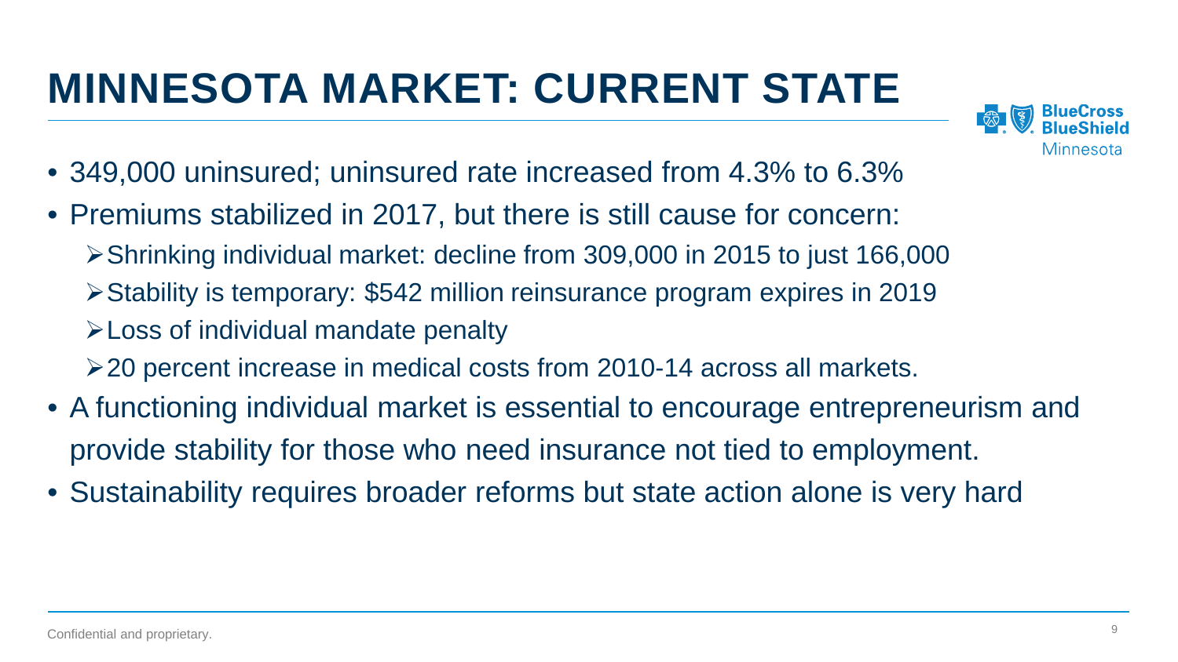# MINNESOTA MARKET: CURRENT STATE

- 349,000 uninsured; uninsured rate increased from 4.3% to 6.3%
- Premiums stabilized in 2017, but there is still cause for concern:
  - Shrinking individual market: decline from 309,000 in 2015 to just 166,000
  - Stability is temporary: $542 million reinsurance program expires in 2019
  - Loss of individual mandate penalty
  - 20 percent increase in medical costs from 2010-14 across all markets.
- A functioning individual market is essential to encourage entrepreneurism and provide stability for those who need insurance not tied to employment.
- Sustainability requires broader reforms but state action alone is very hard

Confidential and proprietary.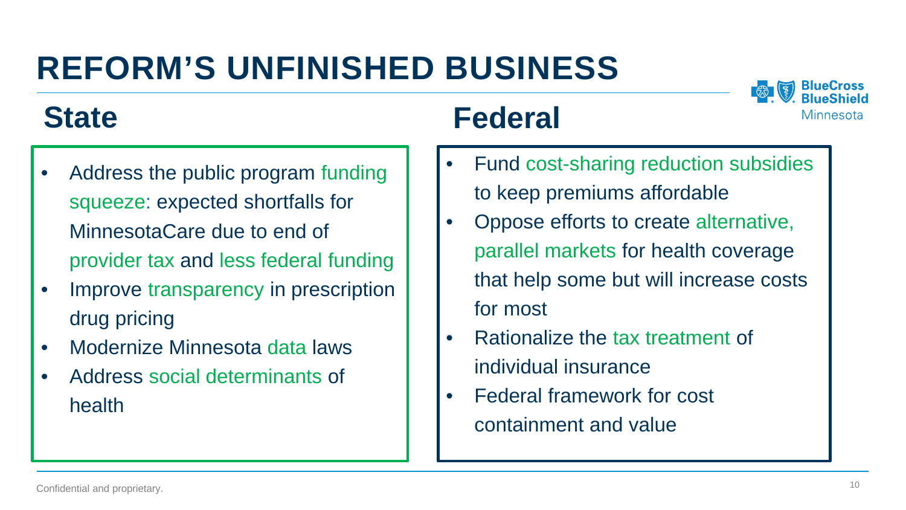# REFORM'S UNFINISHED BUSINESS

## State

- Address the public program funding squeeze: expected shortfalls for MinnesotaCare due to end of provider tax and less federal funding
- Improve transparency in prescription drug pricing
- Modernize Minnesota data laws
- Address social determinants of health

## Federal

- Fund cost-sharing reduction subsidies to keep premiums affordable
- Oppose efforts to create alternative, parallel markets for health coverage that help some but will increase costs for most
- Rationalize the tax treatment of individual insurance
- Federal framework for cost containment and value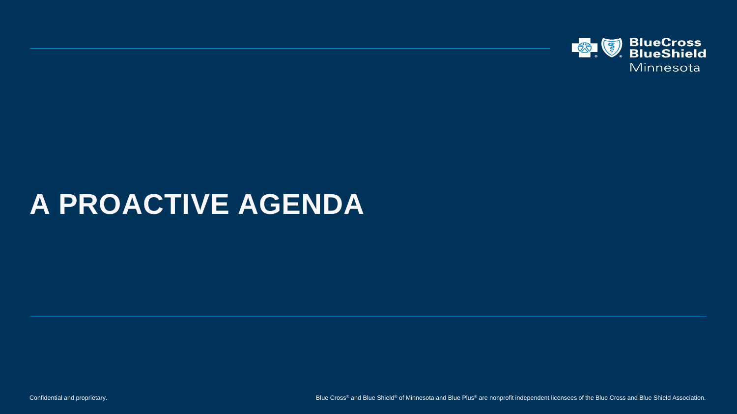# A PROACTIVE AGENDA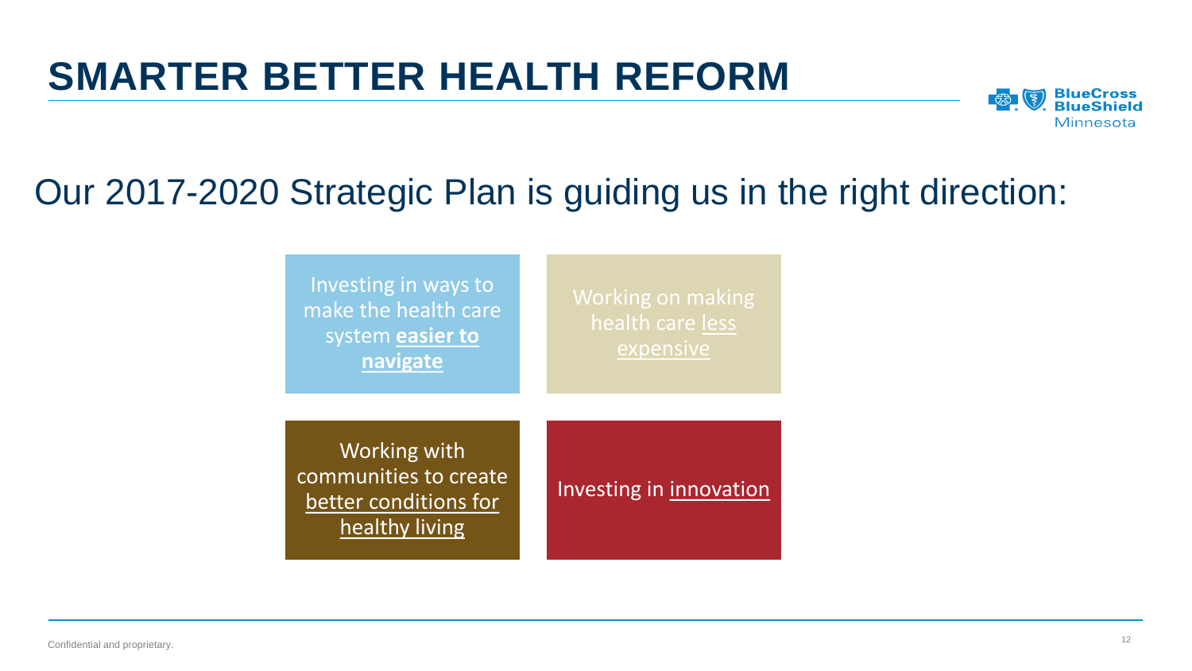# SMARTER BETTER HEALTH REFORM

## Our 2017-2020 Strategic Plan is guiding us in the right direction:

- Investing in ways to make the health care system **easier to navigate**
- Working on making health care less expensive
- Working with communities to create better conditions for healthy living
- Investing in innovation

Confidential and proprietary.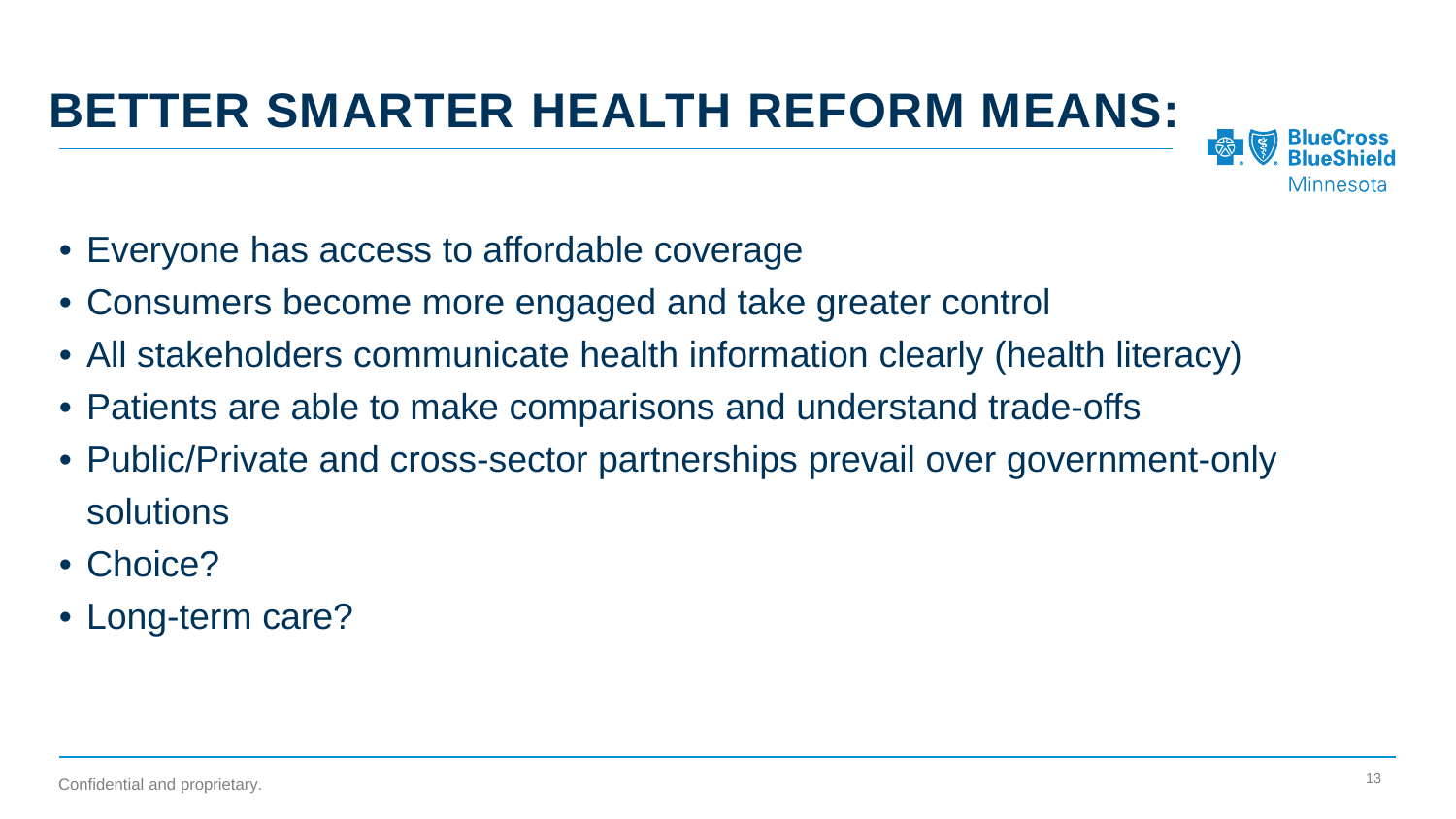# BETTER SMARTER HEALTH REFORM MEANS:

- Everyone has access to affordable coverage
- Consumers become more engaged and take greater control
- All stakeholders communicate health information clearly (health literacy)
- Patients are able to make comparisons and understand trade-offs
- Public/Private and cross-sector partnerships prevail over government-only solutions
- Choice?
- Long-term care?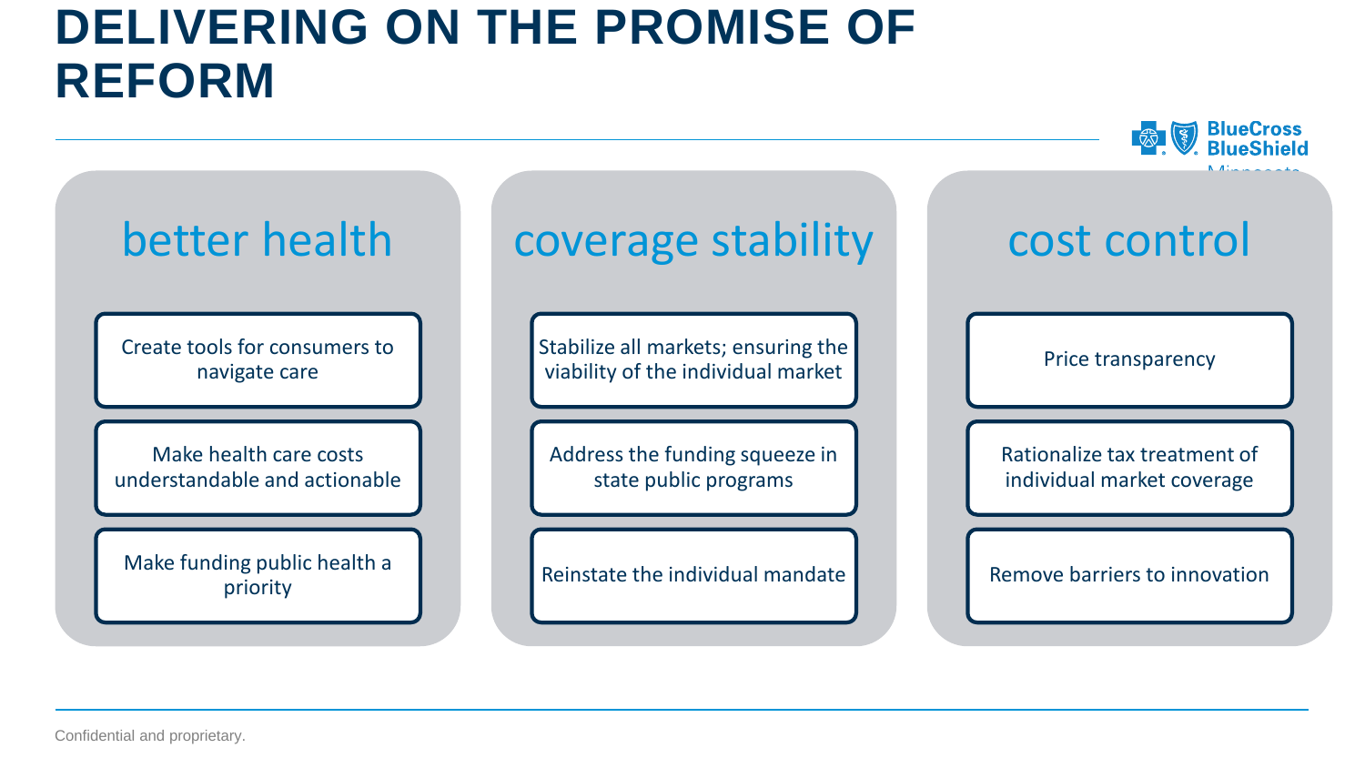# DELIVERING ON THE PROMISE OF REFORM

## better health

- Create tools for consumers to navigate care
- Make health care costs understandable and actionable
- Make funding public health a priority

## coverage stability

- Stabilize all markets; ensuring the viability of the individual market
- Address the funding squeeze in state public programs
- Reinstate the individual mandate

## cost control

- Price transparency
- Rationalize tax treatment of individual market coverage
- Remove barriers to innovation

Confidential and proprietary.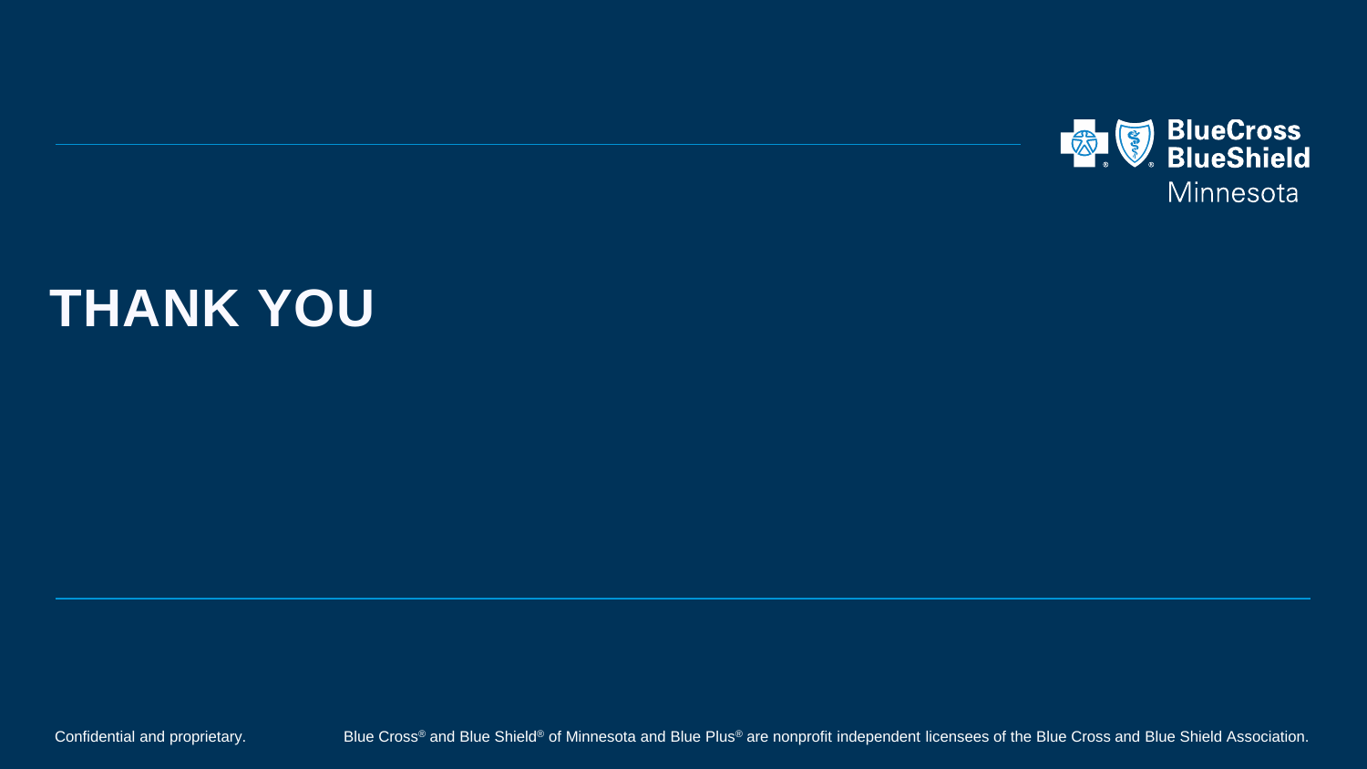# THANK YOU

Confidential and proprietary.

Blue Cross® and Blue Shield® of Minnesota and Blue Plus® are nonprofit independent licensees of the Blue Cross and Blue Shield Association.